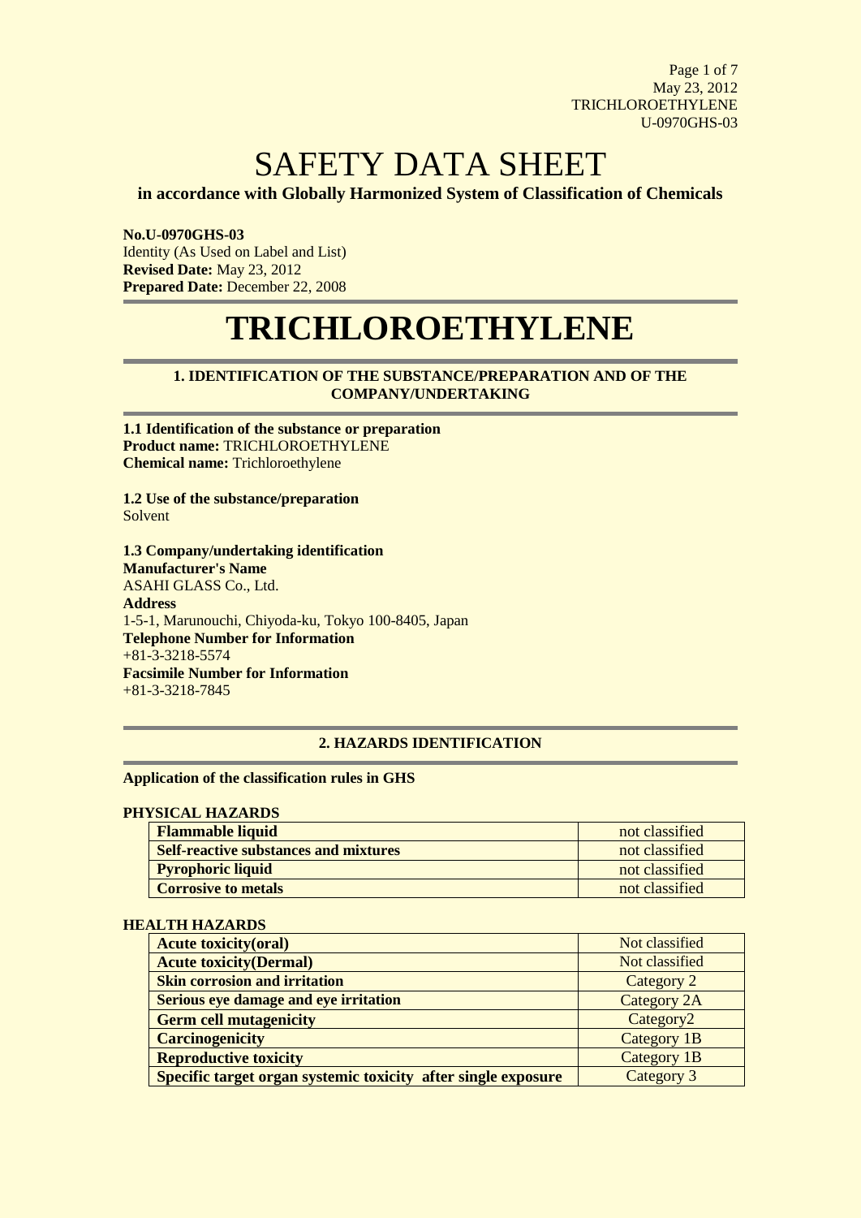# SAFETY DATA SHEET

**in accordance with Globally Harmonized System of Classification of Chemicals**

**No.U-0970GHS-03**
Identity (As Used on Label and List)
**Revised Date:** May 23, 2012
**Prepared Date:** December 22, 2008

# TRICHLOROETHYLENE

## 1. IDENTIFICATION OF THE SUBSTANCE/PREPARATION AND OF THE COMPANY/UNDERTAKING

**1.1 Identification of the substance or preparation**
**Product name:** TRICHLOROETHYLENE
**Chemical name:** Trichloroethylene

**1.2 Use of the substance/preparation**
Solvent

**1.3 Company/undertaking identification**
**Manufacturer's Name**
ASAHI GLASS Co., Ltd.
**Address**
1-5-1, Marunouchi, Chiyoda-ku, Tokyo 100-8405, Japan
**Telephone Number for Information**
+81-3-3218-5574
**Facsimile Number for Information**
+81-3-3218-7845

## 2. HAZARDS IDENTIFICATION

**Application of the classification rules in GHS**

**PHYSICAL HAZARDS**

| | |
|---|---|
| **Flammable liquid** | not classified |
| **Self-reactive substances and mixtures** | not classified |
| **Pyrophoric liquid** | not classified |
| **Corrosive to metals** | not classified |

**HEALTH HAZARDS**

| | |
|---|---|
| **Acute toxicity(oral)** | Not classified |
| **Acute toxicity(Dermal)** | Not classified |
| **Skin corrosion and irritation** | Category 2 |
| **Serious eye damage and eye irritation** | Category 2A |
| **Germ cell mutagenicity** | Category2 |
| **Carcinogenicity** | Category 1B |
| **Reproductive toxicity** | Category 1B |
| **Specific target organ systemic toxicity after single exposure** | Category 3 |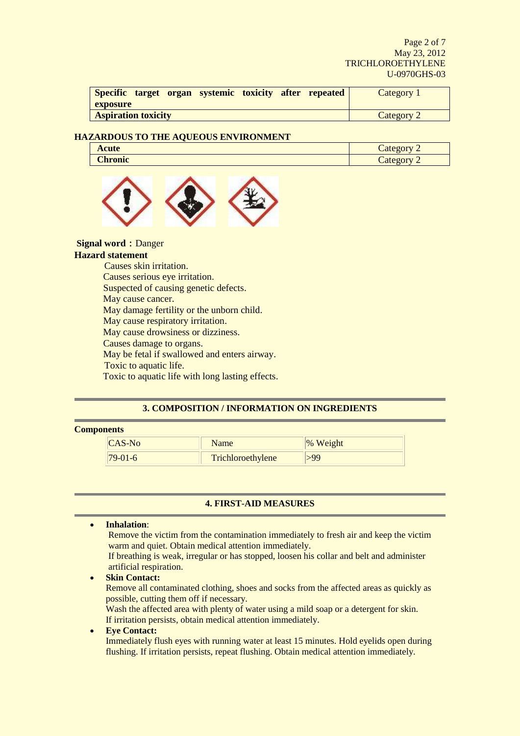| Specific target organ systemic toxicity after repeated exposure | Category 1 |
|---|---|
| **Aspiration toxicity** | Category 2 |

**HAZARDOUS TO THE AQUEOUS ENVIRONMENT**

| Acute | Category 2 |
|---|---|
| **Chronic** | Category 2 |

**Signal word**：Danger

**Hazard statement**

Causes skin irritation.
Causes serious eye irritation.
Suspected of causing genetic defects.
May cause cancer.
May damage fertility or the unborn child.
May cause respiratory irritation.
May cause drowsiness or dizziness.
Causes damage to organs.
May be fetal if swallowed and enters airway.
Toxic to aquatic life.
Toxic to aquatic life with long lasting effects.

## 3. COMPOSITION / INFORMATION ON INGREDIENTS

**Components**

| CAS-No | Name | % Weight |
|---|---|---|
| 79-01-6 | Trichloroethylene | >99 |

## 4. FIRST-AID MEASURES

- **Inhalation**:
  Remove the victim from the contamination immediately to fresh air and keep the victim warm and quiet. Obtain medical attention immediately.
  If breathing is weak, irregular or has stopped, loosen his collar and belt and administer artificial respiration.
- **Skin Contact:**
  Remove all contaminated clothing, shoes and socks from the affected areas as quickly as possible, cutting them off if necessary.
  Wash the affected area with plenty of water using a mild soap or a detergent for skin.
  If irritation persists, obtain medical attention immediately.
- **Eye Contact:**
  Immediately flush eyes with running water at least 15 minutes. Hold eyelids open during flushing. If irritation persists, repeat flushing. Obtain medical attention immediately.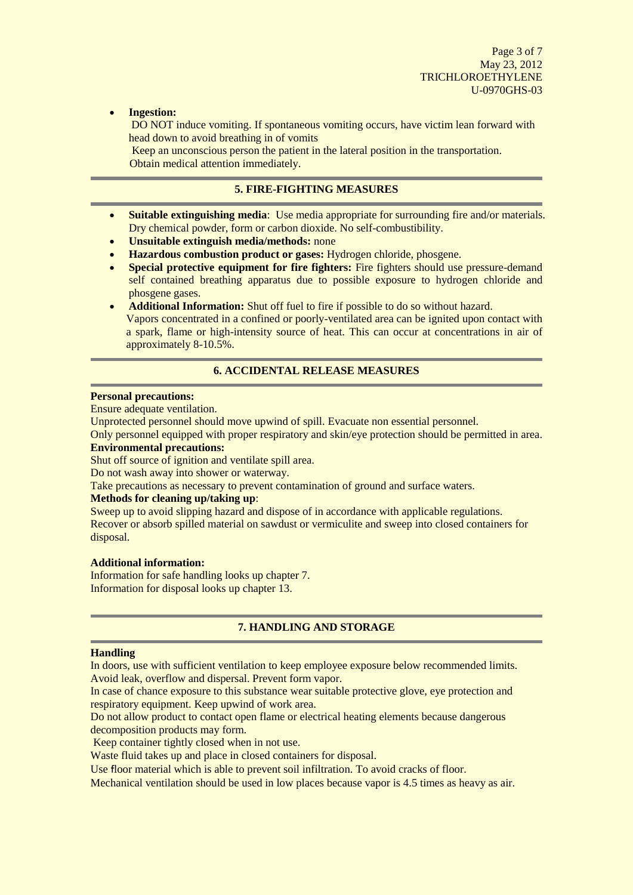- **Ingestion:**

  DO NOT induce vomiting. If spontaneous vomiting occurs, have victim lean forward with head down to avoid breathing in of vomits

  Keep an unconscious person the patient in the lateral position in the transportation.

  Obtain medical attention immediately.

## 5. FIRE-FIGHTING MEASURES

- **Suitable extinguishing media**: Use media appropriate for surrounding fire and/or materials. Dry chemical powder, form or carbon dioxide. No self-combustibility.
- **Unsuitable extinguish media/methods:** none
- **Hazardous combustion product or gases:** Hydrogen chloride, phosgene.
- **Special protective equipment for fire fighters:** Fire fighters should use pressure-demand self contained breathing apparatus due to possible exposure to hydrogen chloride and phosgene gases.
- **Additional Information:** Shut off fuel to fire if possible to do so without hazard.

  Vapors concentrated in a confined or poorly-ventilated area can be ignited upon contact with a spark, flame or high-intensity source of heat. This can occur at concentrations in air of approximately 8-10.5%.

## 6. ACCIDENTAL RELEASE MEASURES

**Personal precautions:**

Ensure adequate ventilation.

Unprotected personnel should move upwind of spill. Evacuate non essential personnel.

Only personnel equipped with proper respiratory and skin/eye protection should be permitted in area.

**Environmental precautions:**

Shut off source of ignition and ventilate spill area.

Do not wash away into shower or waterway.

Take precautions as necessary to prevent contamination of ground and surface waters.

**Methods for cleaning up/taking up**:

Sweep up to avoid slipping hazard and dispose of in accordance with applicable regulations.

Recover or absorb spilled material on sawdust or vermiculite and sweep into closed containers for disposal.

**Additional information:**

Information for safe handling looks up chapter 7.

Information for disposal looks up chapter 13.

## 7. HANDLING AND STORAGE

**Handling**

In doors, use with sufficient ventilation to keep employee exposure below recommended limits.

Avoid leak, overflow and dispersal. Prevent form vapor.

In case of chance exposure to this substance wear suitable protective glove, eye protection and respiratory equipment. Keep upwind of work area.

Do not allow product to contact open flame or electrical heating elements because dangerous decomposition products may form.

Keep container tightly closed when in not use.

Waste fluid takes up and place in closed containers for disposal.

Use floor material which is able to prevent soil infiltration. To avoid cracks of floor.

Mechanical ventilation should be used in low places because vapor is 4.5 times as heavy as air.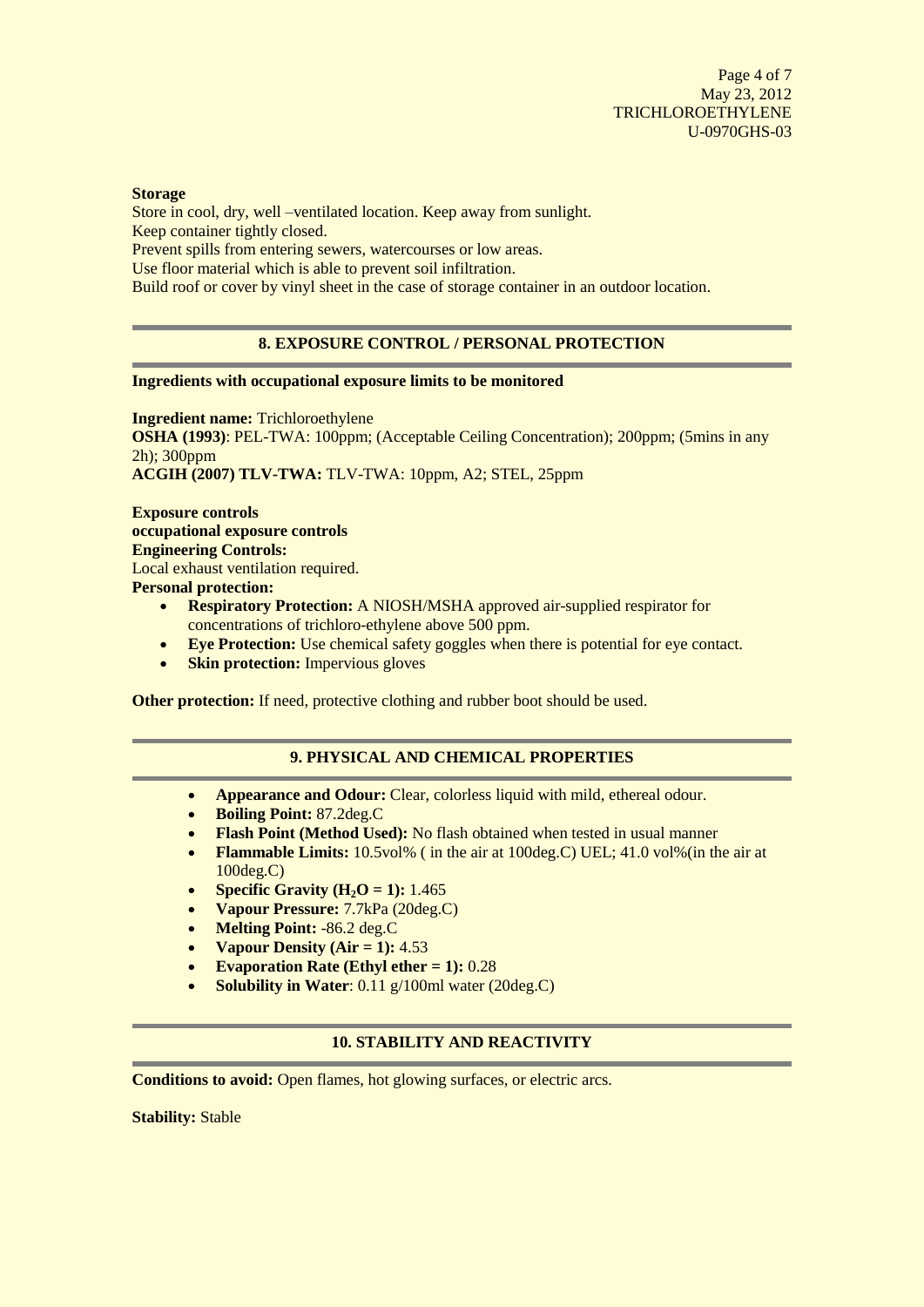**Storage**

Store in cool, dry, well –ventilated location. Keep away from sunlight.
Keep container tightly closed.
Prevent spills from entering sewers, watercourses or low areas.
Use floor material which is able to prevent soil infiltration.
Build roof or cover by vinyl sheet in the case of storage container in an outdoor location.

## 8. EXPOSURE CONTROL / PERSONAL PROTECTION

**Ingredients with occupational exposure limits to be monitored**

**Ingredient name:** Trichloroethylene
**OSHA (1993)**: PEL-TWA: 100ppm; (Acceptable Ceiling Concentration); 200ppm; (5mins in any 2h); 300ppm
**ACGIH (2007) TLV-TWA:** TLV-TWA: 10ppm, A2; STEL, 25ppm

**Exposure controls**
**occupational exposure controls**
**Engineering Controls:**
Local exhaust ventilation required.
**Personal protection:**

- **Respiratory Protection:** A NIOSH/MSHA approved air-supplied respirator for concentrations of trichloro-ethylene above 500 ppm.
- **Eye Protection:** Use chemical safety goggles when there is potential for eye contact.
- **Skin protection:** Impervious gloves

**Other protection:** If need, protective clothing and rubber boot should be used.

## 9. PHYSICAL AND CHEMICAL PROPERTIES

- **Appearance and Odour:** Clear, colorless liquid with mild, ethereal odour.
- **Boiling Point:** 87.2deg.C
- **Flash Point (Method Used):** No flash obtained when tested in usual manner
- **Flammable Limits:** 10.5vol% ( in the air at 100deg.C) UEL; 41.0 vol%(in the air at 100deg.C)
- **Specific Gravity ($H_2O$ = 1):** 1.465
- **Vapour Pressure:** 7.7kPa (20deg.C)
- **Melting Point:** -86.2 deg.C
- **Vapour Density (Air = 1):** 4.53
- **Evaporation Rate (Ethyl ether = 1):** 0.28
- **Solubility in Water**: 0.11 g/100ml water (20deg.C)

## 10. STABILITY AND REACTIVITY

**Conditions to avoid:** Open flames, hot glowing surfaces, or electric arcs.

**Stability:** Stable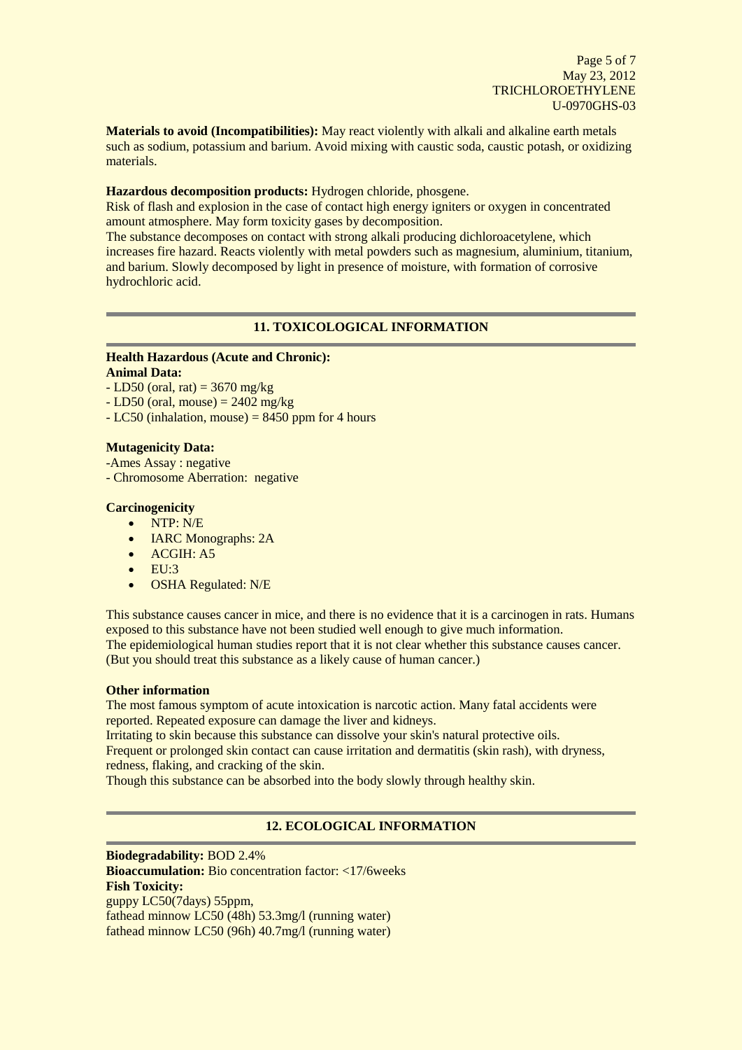**Materials to avoid (Incompatibilities):** May react violently with alkali and alkaline earth metals such as sodium, potassium and barium. Avoid mixing with caustic soda, caustic potash, or oxidizing materials.

**Hazardous decomposition products:** Hydrogen chloride, phosgene.

Risk of flash and explosion in the case of contact high energy igniters or oxygen in concentrated amount atmosphere. May form toxicity gases by decomposition.

The substance decomposes on contact with strong alkali producing dichloroacetylene, which increases fire hazard. Reacts violently with metal powders such as magnesium, aluminium, titanium, and barium. Slowly decomposed by light in presence of moisture, with formation of corrosive hydrochloric acid.

## 11. TOXICOLOGICAL INFORMATION

**Health Hazardous (Acute and Chronic):**

**Animal Data:**

- LD50 (oral, rat) = 3670 mg/kg
- LD50 (oral, mouse) = 2402 mg/kg
- LC50 (inhalation, mouse) = 8450 ppm for 4 hours

**Mutagenicity Data:**

-Ames Assay : negative

- Chromosome Aberration: negative

**Carcinogenicity**

- NTP: N/E
- IARC Monographs: 2A
- ACGIH: A5
- EU:3
- OSHA Regulated: N/E

This substance causes cancer in mice, and there is no evidence that it is a carcinogen in rats. Humans exposed to this substance have not been studied well enough to give much information.

The epidemiological human studies report that it is not clear whether this substance causes cancer. (But you should treat this substance as a likely cause of human cancer.)

**Other information**

The most famous symptom of acute intoxication is narcotic action. Many fatal accidents were reported. Repeated exposure can damage the liver and kidneys.

Irritating to skin because this substance can dissolve your skin's natural protective oils.

Frequent or prolonged skin contact can cause irritation and dermatitis (skin rash), with dryness, redness, flaking, and cracking of the skin.

Though this substance can be absorbed into the body slowly through healthy skin.

## 12. ECOLOGICAL INFORMATION

**Biodegradability:** BOD 2.4%

**Bioaccumulation:** Bio concentration factor: <17/6weeks

**Fish Toxicity:**

guppy LC50(7days) 55ppm,

fathead minnow LC50 (48h) 53.3mg/l (running water)

fathead minnow LC50 (96h) 40.7mg/l (running water)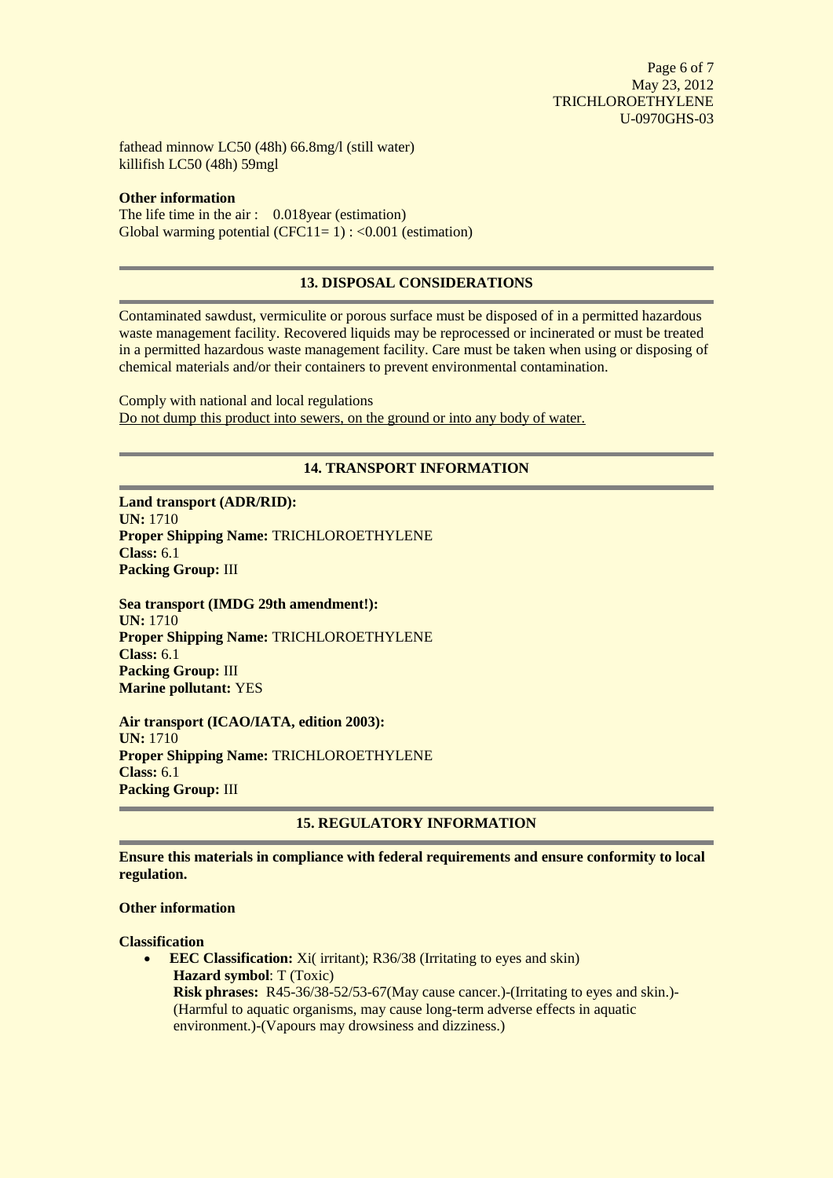fathead minnow LC50 (48h) 66.8mg/l (still water)
killifish LC50 (48h) 59mgl

**Other information**

The life time in the air : 0.018year (estimation)
Global warming potential (CFC11= 1) : <0.001 (estimation)

## 13. DISPOSAL CONSIDERATIONS

Contaminated sawdust, vermiculite or porous surface must be disposed of in a permitted hazardous waste management facility. Recovered liquids may be reprocessed or incinerated or must be treated in a permitted hazardous waste management facility. Care must be taken when using or disposing of chemical materials and/or their containers to prevent environmental contamination.

Comply with national and local regulations
Do not dump this product into sewers, on the ground or into any body of water.

## 14. TRANSPORT INFORMATION

**Land transport (ADR/RID):**
**UN:** 1710
**Proper Shipping Name:** TRICHLOROETHYLENE
**Class:** 6.1
**Packing Group:** III

**Sea transport (IMDG 29th amendment!):**
**UN:** 1710
**Proper Shipping Name:** TRICHLOROETHYLENE
**Class:** 6.1
**Packing Group:** III
**Marine pollutant:** YES

**Air transport (ICAO/IATA, edition 2003):**
**UN:** 1710
**Proper Shipping Name:** TRICHLOROETHYLENE
**Class:** 6.1
**Packing Group:** III

## 15. REGULATORY INFORMATION

**Ensure this materials in compliance with federal requirements and ensure conformity to local regulation.**

**Other information**

**Classification**

- **EEC Classification:** Xi( irritant); R36/38 (Irritating to eyes and skin)
  **Hazard symbol**: T (Toxic)
  **Risk phrases:** R45-36/38-52/53-67(May cause cancer.)-(Irritating to eyes and skin.)-(Harmful to aquatic organisms, may cause long-term adverse effects in aquatic environment.)-(Vapours may drowsiness and dizziness.)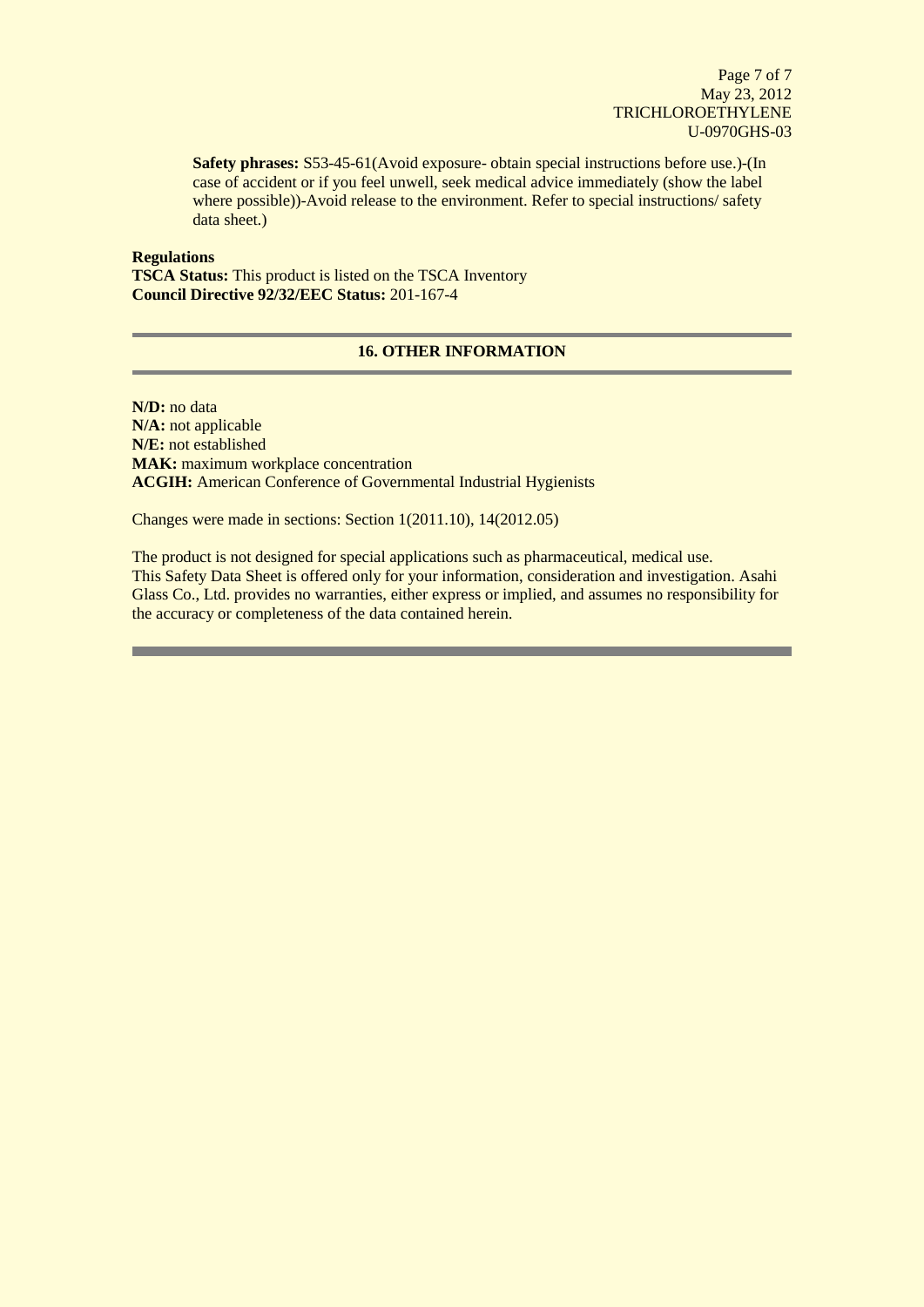**Safety phrases:** S53-45-61(Avoid exposure- obtain special instructions before use.)-(In case of accident or if you feel unwell, seek medical advice immediately (show the label where possible))-Avoid release to the environment. Refer to special instructions/ safety data sheet.)

**Regulations**
**TSCA Status:** This product is listed on the TSCA Inventory
**Council Directive 92/32/EEC Status:** 201-167-4

## 16. OTHER INFORMATION

**N/D:** no data
**N/A:** not applicable
**N/E:** not established
**MAK:** maximum workplace concentration
**ACGIH:** American Conference of Governmental Industrial Hygienists

Changes were made in sections: Section 1(2011.10), 14(2012.05)

The product is not designed for special applications such as pharmaceutical, medical use.
This Safety Data Sheet is offered only for your information, consideration and investigation. Asahi Glass Co., Ltd. provides no warranties, either express or implied, and assumes no responsibility for the accuracy or completeness of the data contained herein.